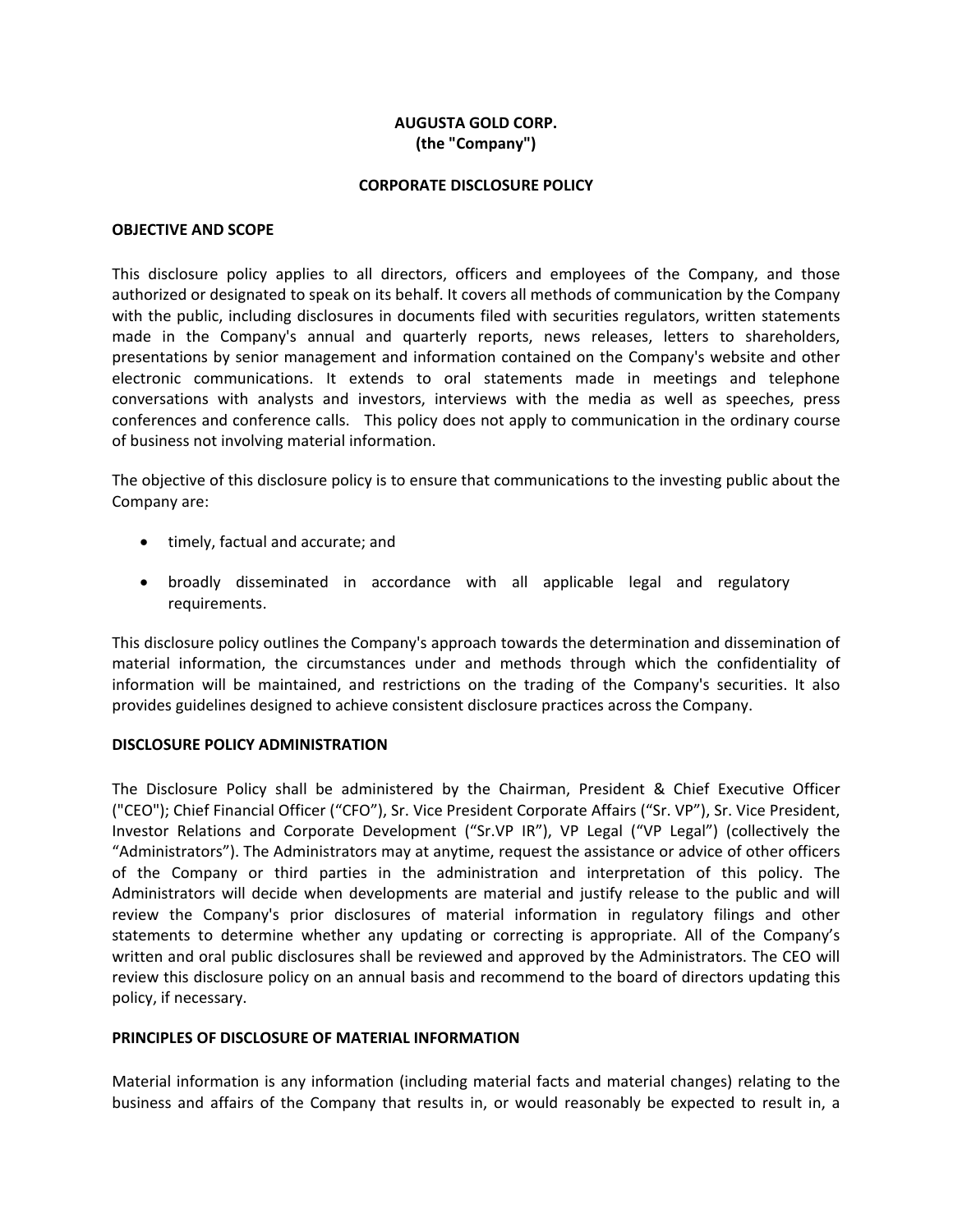**AUGUSTA GOLD CORP.**
**(the "Company")**

**CORPORATE DISCLOSURE POLICY**

**OBJECTIVE AND SCOPE**

This disclosure policy applies to all directors, officers and employees of the Company, and those authorized or designated to speak on its behalf. It covers all methods of communication by the Company with the public, including disclosures in documents filed with securities regulators, written statements made in the Company's annual and quarterly reports, news releases, letters to shareholders, presentations by senior management and information contained on the Company's website and other electronic communications. It extends to oral statements made in meetings and telephone conversations with analysts and investors, interviews with the media as well as speeches, press conferences and conference calls. This policy does not apply to communication in the ordinary course of business not involving material information.

The objective of this disclosure policy is to ensure that communications to the investing public about the Company are:

- timely, factual and accurate; and
- broadly disseminated in accordance with all applicable legal and regulatory requirements.

This disclosure policy outlines the Company's approach towards the determination and dissemination of material information, the circumstances under and methods through which the confidentiality of information will be maintained, and restrictions on the trading of the Company's securities. It also provides guidelines designed to achieve consistent disclosure practices across the Company.

**DISCLOSURE POLICY ADMINISTRATION**

The Disclosure Policy shall be administered by the Chairman, President & Chief Executive Officer ("CEO"); Chief Financial Officer ("CFO"), Sr. Vice President Corporate Affairs ("Sr. VP"), Sr. Vice President, Investor Relations and Corporate Development ("Sr.VP IR"), VP Legal ("VP Legal") (collectively the "Administrators"). The Administrators may at anytime, request the assistance or advice of other officers of the Company or third parties in the administration and interpretation of this policy. The Administrators will decide when developments are material and justify release to the public and will review the Company's prior disclosures of material information in regulatory filings and other statements to determine whether any updating or correcting is appropriate. All of the Company's written and oral public disclosures shall be reviewed and approved by the Administrators. The CEO will review this disclosure policy on an annual basis and recommend to the board of directors updating this policy, if necessary.

**PRINCIPLES OF DISCLOSURE OF MATERIAL INFORMATION**

Material information is any information (including material facts and material changes) relating to the business and affairs of the Company that results in, or would reasonably be expected to result in, a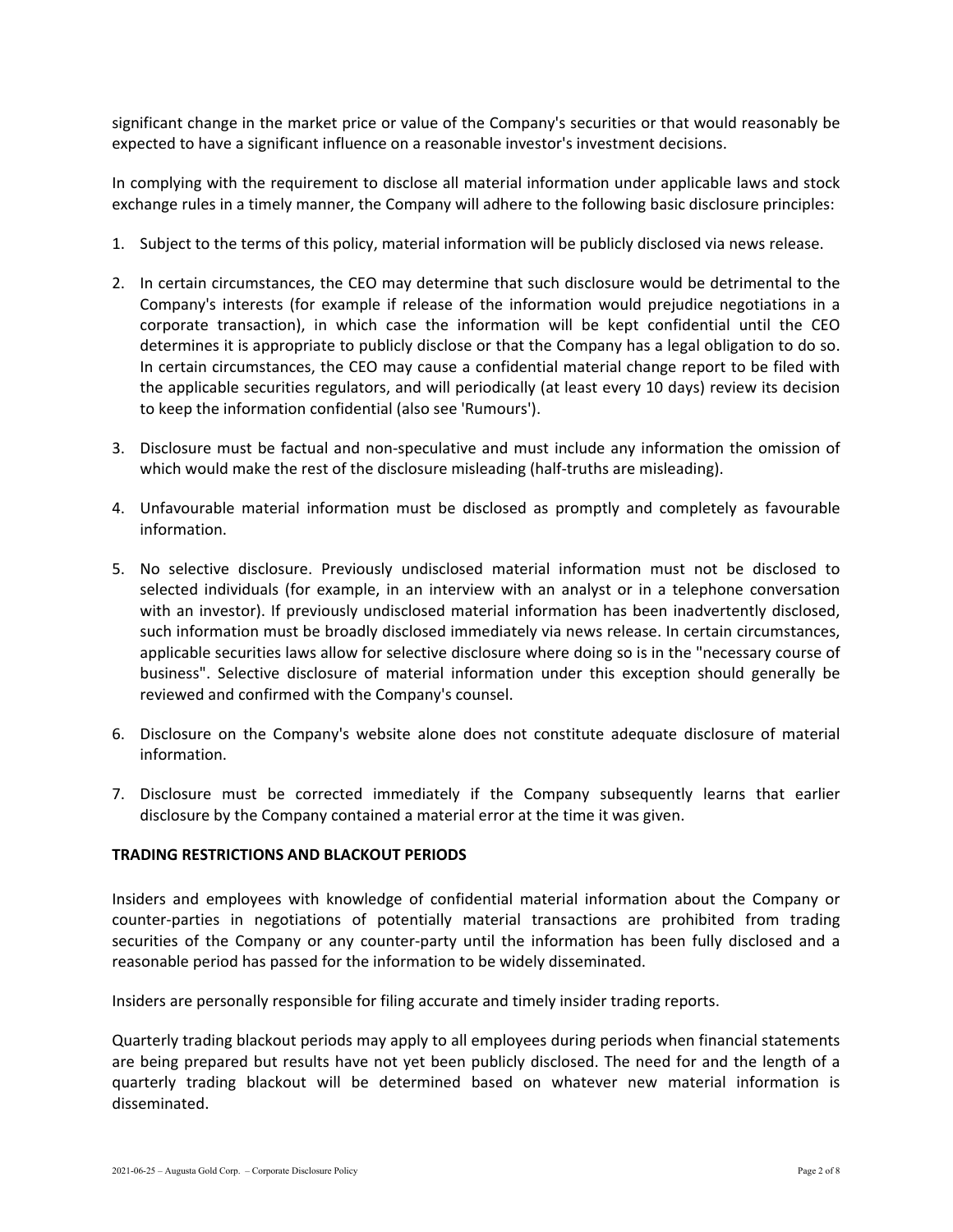significant change in the market price or value of the Company's securities or that would reasonably be expected to have a significant influence on a reasonable investor's investment decisions.

In complying with the requirement to disclose all material information under applicable laws and stock exchange rules in a timely manner, the Company will adhere to the following basic disclosure principles:

1. Subject to the terms of this policy, material information will be publicly disclosed via news release.

2. In certain circumstances, the CEO may determine that such disclosure would be detrimental to the Company's interests (for example if release of the information would prejudice negotiations in a corporate transaction), in which case the information will be kept confidential until the CEO determines it is appropriate to publicly disclose or that the Company has a legal obligation to do so. In certain circumstances, the CEO may cause a confidential material change report to be filed with the applicable securities regulators, and will periodically (at least every 10 days) review its decision to keep the information confidential (also see 'Rumours').

3. Disclosure must be factual and non-speculative and must include any information the omission of which would make the rest of the disclosure misleading (half-truths are misleading).

4. Unfavourable material information must be disclosed as promptly and completely as favourable information.

5. No selective disclosure. Previously undisclosed material information must not be disclosed to selected individuals (for example, in an interview with an analyst or in a telephone conversation with an investor). If previously undisclosed material information has been inadvertently disclosed, such information must be broadly disclosed immediately via news release. In certain circumstances, applicable securities laws allow for selective disclosure where doing so is in the "necessary course of business". Selective disclosure of material information under this exception should generally be reviewed and confirmed with the Company's counsel.

6. Disclosure on the Company's website alone does not constitute adequate disclosure of material information.

7. Disclosure must be corrected immediately if the Company subsequently learns that earlier disclosure by the Company contained a material error at the time it was given.

## TRADING RESTRICTIONS AND BLACKOUT PERIODS

Insiders and employees with knowledge of confidential material information about the Company or counter-parties in negotiations of potentially material transactions are prohibited from trading securities of the Company or any counter-party until the information has been fully disclosed and a reasonable period has passed for the information to be widely disseminated.

Insiders are personally responsible for filing accurate and timely insider trading reports.

Quarterly trading blackout periods may apply to all employees during periods when financial statements are being prepared but results have not yet been publicly disclosed. The need for and the length of a quarterly trading blackout will be determined based on whatever new material information is disseminated.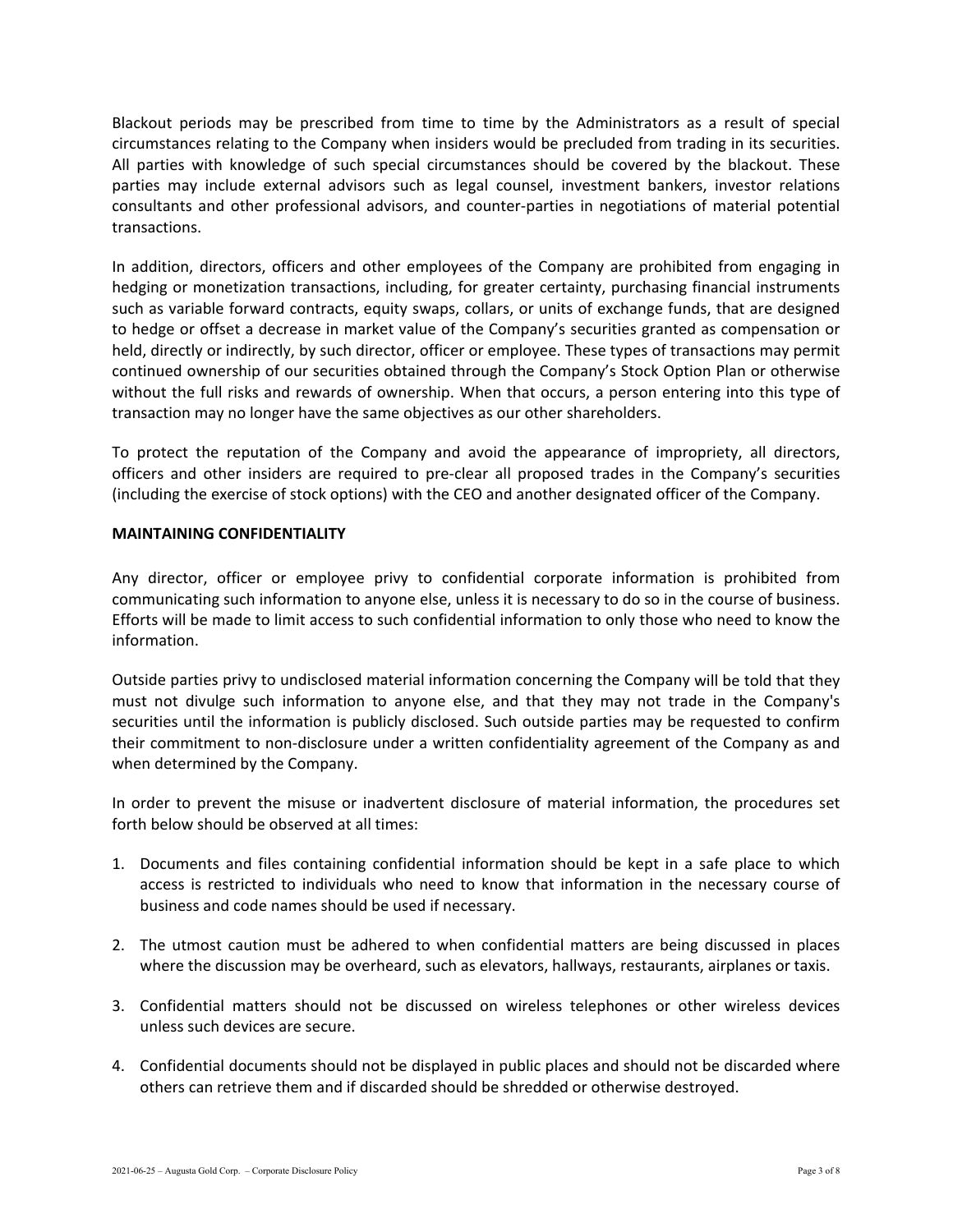Blackout periods may be prescribed from time to time by the Administrators as a result of special circumstances relating to the Company when insiders would be precluded from trading in its securities. All parties with knowledge of such special circumstances should be covered by the blackout. These parties may include external advisors such as legal counsel, investment bankers, investor relations consultants and other professional advisors, and counter-parties in negotiations of material potential transactions.

In addition, directors, officers and other employees of the Company are prohibited from engaging in hedging or monetization transactions, including, for greater certainty, purchasing financial instruments such as variable forward contracts, equity swaps, collars, or units of exchange funds, that are designed to hedge or offset a decrease in market value of the Company's securities granted as compensation or held, directly or indirectly, by such director, officer or employee. These types of transactions may permit continued ownership of our securities obtained through the Company's Stock Option Plan or otherwise without the full risks and rewards of ownership. When that occurs, a person entering into this type of transaction may no longer have the same objectives as our other shareholders.

To protect the reputation of the Company and avoid the appearance of impropriety, all directors, officers and other insiders are required to pre-clear all proposed trades in the Company's securities (including the exercise of stock options) with the CEO and another designated officer of the Company.

**MAINTAINING CONFIDENTIALITY**

Any director, officer or employee privy to confidential corporate information is prohibited from communicating such information to anyone else, unless it is necessary to do so in the course of business. Efforts will be made to limit access to such confidential information to only those who need to know the information.

Outside parties privy to undisclosed material information concerning the Company will be told that they must not divulge such information to anyone else, and that they may not trade in the Company's securities until the information is publicly disclosed. Such outside parties may be requested to confirm their commitment to non-disclosure under a written confidentiality agreement of the Company as and when determined by the Company.

In order to prevent the misuse or inadvertent disclosure of material information, the procedures set forth below should be observed at all times:

1. Documents and files containing confidential information should be kept in a safe place to which access is restricted to individuals who need to know that information in the necessary course of business and code names should be used if necessary.

2. The utmost caution must be adhered to when confidential matters are being discussed in places where the discussion may be overheard, such as elevators, hallways, restaurants, airplanes or taxis.

3. Confidential matters should not be discussed on wireless telephones or other wireless devices unless such devices are secure.

4. Confidential documents should not be displayed in public places and should not be discarded where others can retrieve them and if discarded should be shredded or otherwise destroyed.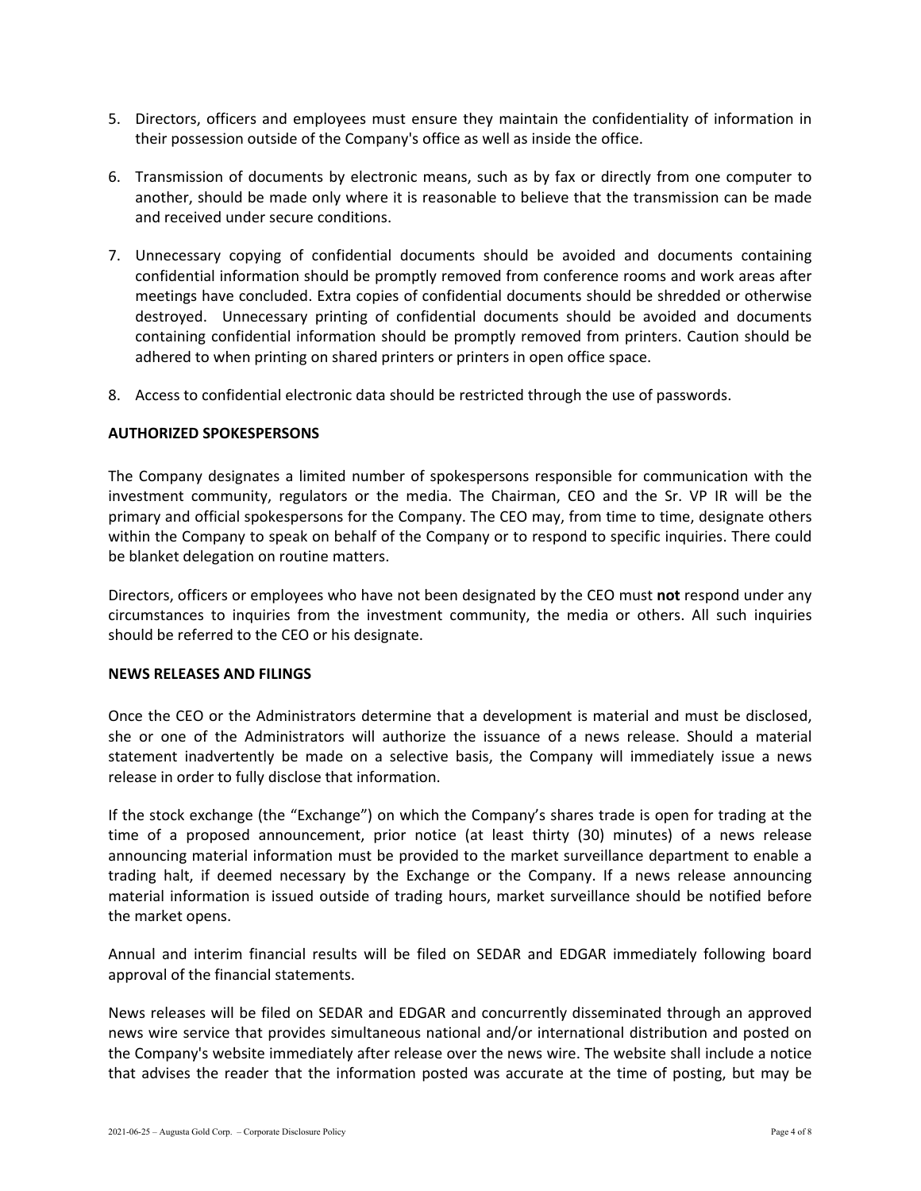5. Directors, officers and employees must ensure they maintain the confidentiality of information in their possession outside of the Company's office as well as inside the office.

6. Transmission of documents by electronic means, such as by fax or directly from one computer to another, should be made only where it is reasonable to believe that the transmission can be made and received under secure conditions.

7. Unnecessary copying of confidential documents should be avoided and documents containing confidential information should be promptly removed from conference rooms and work areas after meetings have concluded. Extra copies of confidential documents should be shredded or otherwise destroyed. Unnecessary printing of confidential documents should be avoided and documents containing confidential information should be promptly removed from printers. Caution should be adhered to when printing on shared printers or printers in open office space.

8. Access to confidential electronic data should be restricted through the use of passwords.

**AUTHORIZED SPOKESPERSONS**

The Company designates a limited number of spokespersons responsible for communication with the investment community, regulators or the media. The Chairman, CEO and the Sr. VP IR will be the primary and official spokespersons for the Company. The CEO may, from time to time, designate others within the Company to speak on behalf of the Company or to respond to specific inquiries. There could be blanket delegation on routine matters.

Directors, officers or employees who have not been designated by the CEO must **not** respond under any circumstances to inquiries from the investment community, the media or others. All such inquiries should be referred to the CEO or his designate.

**NEWS RELEASES AND FILINGS**

Once the CEO or the Administrators determine that a development is material and must be disclosed, she or one of the Administrators will authorize the issuance of a news release. Should a material statement inadvertently be made on a selective basis, the Company will immediately issue a news release in order to fully disclose that information.

If the stock exchange (the "Exchange") on which the Company's shares trade is open for trading at the time of a proposed announcement, prior notice (at least thirty (30) minutes) of a news release announcing material information must be provided to the market surveillance department to enable a trading halt, if deemed necessary by the Exchange or the Company. If a news release announcing material information is issued outside of trading hours, market surveillance should be notified before the market opens.

Annual and interim financial results will be filed on SEDAR and EDGAR immediately following board approval of the financial statements.

News releases will be filed on SEDAR and EDGAR and concurrently disseminated through an approved news wire service that provides simultaneous national and/or international distribution and posted on the Company's website immediately after release over the news wire. The website shall include a notice that advises the reader that the information posted was accurate at the time of posting, but may be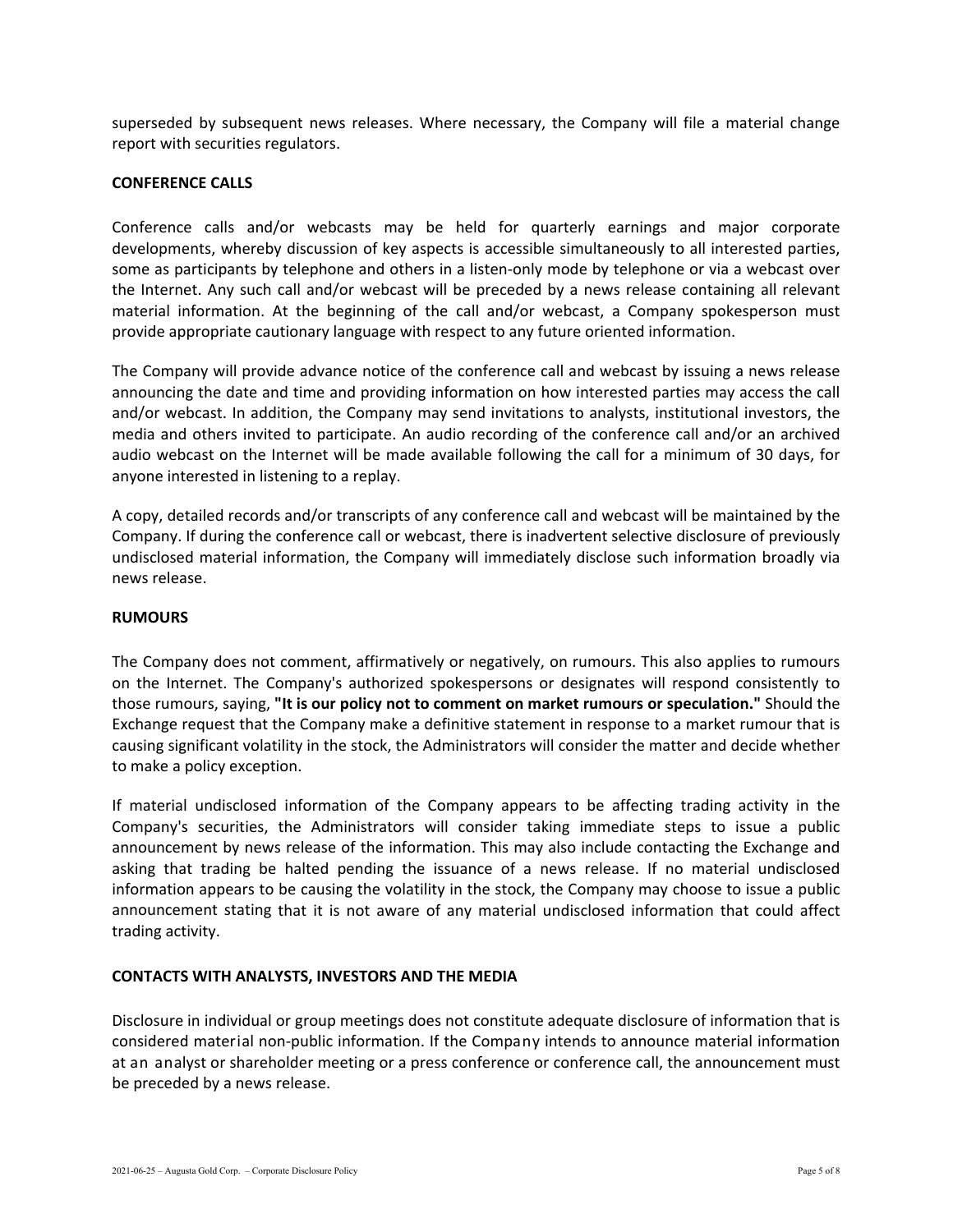superseded by subsequent news releases. Where necessary, the Company will file a material change report with securities regulators.

## CONFERENCE CALLS

Conference calls and/or webcasts may be held for quarterly earnings and major corporate developments, whereby discussion of key aspects is accessible simultaneously to all interested parties, some as participants by telephone and others in a listen-only mode by telephone or via a webcast over the Internet. Any such call and/or webcast will be preceded by a news release containing all relevant material information. At the beginning of the call and/or webcast, a Company spokesperson must provide appropriate cautionary language with respect to any future oriented information.

The Company will provide advance notice of the conference call and webcast by issuing a news release announcing the date and time and providing information on how interested parties may access the call and/or webcast. In addition, the Company may send invitations to analysts, institutional investors, the media and others invited to participate. An audio recording of the conference call and/or an archived audio webcast on the Internet will be made available following the call for a minimum of 30 days, for anyone interested in listening to a replay.

A copy, detailed records and/or transcripts of any conference call and webcast will be maintained by the Company. If during the conference call or webcast, there is inadvertent selective disclosure of previously undisclosed material information, the Company will immediately disclose such information broadly via news release.

## RUMOURS

The Company does not comment, affirmatively or negatively, on rumours. This also applies to rumours on the Internet. The Company's authorized spokespersons or designates will respond consistently to those rumours, saying, **"It is our policy not to comment on market rumours or speculation."** Should the Exchange request that the Company make a definitive statement in response to a market rumour that is causing significant volatility in the stock, the Administrators will consider the matter and decide whether to make a policy exception.

If material undisclosed information of the Company appears to be affecting trading activity in the Company's securities, the Administrators will consider taking immediate steps to issue a public announcement by news release of the information. This may also include contacting the Exchange and asking that trading be halted pending the issuance of a news release. If no material undisclosed information appears to be causing the volatility in the stock, the Company may choose to issue a public announcement stating that it is not aware of any material undisclosed information that could affect trading activity.

## CONTACTS WITH ANALYSTS, INVESTORS AND THE MEDIA

Disclosure in individual or group meetings does not constitute adequate disclosure of information that is considered material non-public information. If the Company intends to announce material information at an analyst or shareholder meeting or a press conference or conference call, the announcement must be preceded by a news release.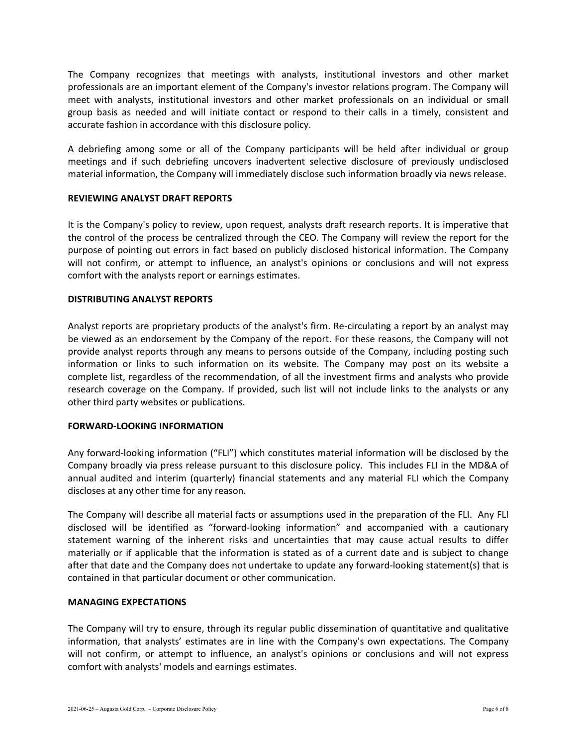The Company recognizes that meetings with analysts, institutional investors and other market professionals are an important element of the Company's investor relations program. The Company will meet with analysts, institutional investors and other market professionals on an individual or small group basis as needed and will initiate contact or respond to their calls in a timely, consistent and accurate fashion in accordance with this disclosure policy.

A debriefing among some or all of the Company participants will be held after individual or group meetings and if such debriefing uncovers inadvertent selective disclosure of previously undisclosed material information, the Company will immediately disclose such information broadly via news release.

## REVIEWING ANALYST DRAFT REPORTS

It is the Company's policy to review, upon request, analysts draft research reports. It is imperative that the control of the process be centralized through the CEO. The Company will review the report for the purpose of pointing out errors in fact based on publicly disclosed historical information. The Company will not confirm, or attempt to influence, an analyst's opinions or conclusions and will not express comfort with the analysts report or earnings estimates.

## DISTRIBUTING ANALYST REPORTS

Analyst reports are proprietary products of the analyst's firm. Re-circulating a report by an analyst may be viewed as an endorsement by the Company of the report. For these reasons, the Company will not provide analyst reports through any means to persons outside of the Company, including posting such information or links to such information on its website. The Company may post on its website a complete list, regardless of the recommendation, of all the investment firms and analysts who provide research coverage on the Company. If provided, such list will not include links to the analysts or any other third party websites or publications.

## FORWARD-LOOKING INFORMATION

Any forward-looking information ("FLI") which constitutes material information will be disclosed by the Company broadly via press release pursuant to this disclosure policy. This includes FLI in the MD&A of annual audited and interim (quarterly) financial statements and any material FLI which the Company discloses at any other time for any reason.

The Company will describe all material facts or assumptions used in the preparation of the FLI. Any FLI disclosed will be identified as "forward-looking information" and accompanied with a cautionary statement warning of the inherent risks and uncertainties that may cause actual results to differ materially or if applicable that the information is stated as of a current date and is subject to change after that date and the Company does not undertake to update any forward-looking statement(s) that is contained in that particular document or other communication.

## MANAGING EXPECTATIONS

The Company will try to ensure, through its regular public dissemination of quantitative and qualitative information, that analysts' estimates are in line with the Company's own expectations. The Company will not confirm, or attempt to influence, an analyst's opinions or conclusions and will not express comfort with analysts' models and earnings estimates.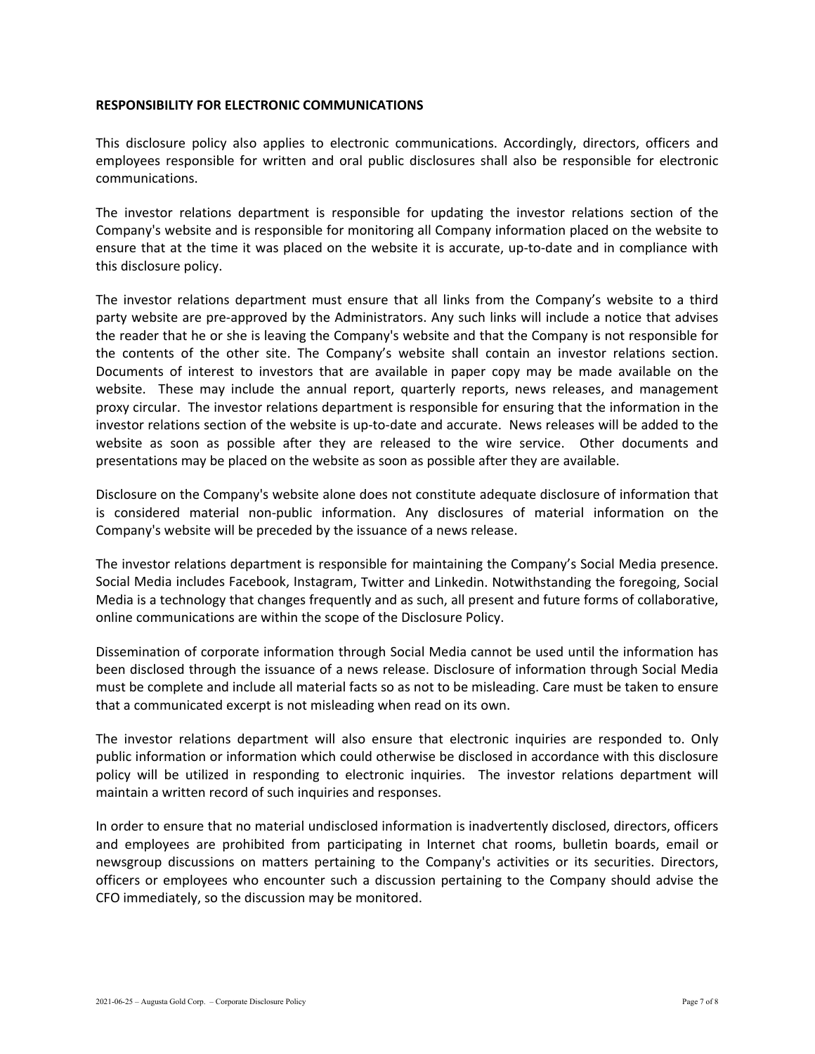**RESPONSIBILITY FOR ELECTRONIC COMMUNICATIONS**

This disclosure policy also applies to electronic communications. Accordingly, directors, officers and employees responsible for written and oral public disclosures shall also be responsible for electronic communications.

The investor relations department is responsible for updating the investor relations section of the Company's website and is responsible for monitoring all Company information placed on the website to ensure that at the time it was placed on the website it is accurate, up-to-date and in compliance with this disclosure policy.

The investor relations department must ensure that all links from the Company's website to a third party website are pre-approved by the Administrators. Any such links will include a notice that advises the reader that he or she is leaving the Company's website and that the Company is not responsible for the contents of the other site. The Company's website shall contain an investor relations section. Documents of interest to investors that are available in paper copy may be made available on the website. These may include the annual report, quarterly reports, news releases, and management proxy circular. The investor relations department is responsible for ensuring that the information in the investor relations section of the website is up-to-date and accurate. News releases will be added to the website as soon as possible after they are released to the wire service. Other documents and presentations may be placed on the website as soon as possible after they are available.

Disclosure on the Company's website alone does not constitute adequate disclosure of information that is considered material non-public information. Any disclosures of material information on the Company's website will be preceded by the issuance of a news release.

The investor relations department is responsible for maintaining the Company's Social Media presence. Social Media includes Facebook, Instagram, Twitter and Linkedin. Notwithstanding the foregoing, Social Media is a technology that changes frequently and as such, all present and future forms of collaborative, online communications are within the scope of the Disclosure Policy.

Dissemination of corporate information through Social Media cannot be used until the information has been disclosed through the issuance of a news release. Disclosure of information through Social Media must be complete and include all material facts so as not to be misleading. Care must be taken to ensure that a communicated excerpt is not misleading when read on its own.

The investor relations department will also ensure that electronic inquiries are responded to. Only public information or information which could otherwise be disclosed in accordance with this disclosure policy will be utilized in responding to electronic inquiries. The investor relations department will maintain a written record of such inquiries and responses.

In order to ensure that no material undisclosed information is inadvertently disclosed, directors, officers and employees are prohibited from participating in Internet chat rooms, bulletin boards, email or newsgroup discussions on matters pertaining to the Company's activities or its securities. Directors, officers or employees who encounter such a discussion pertaining to the Company should advise the CFO immediately, so the discussion may be monitored.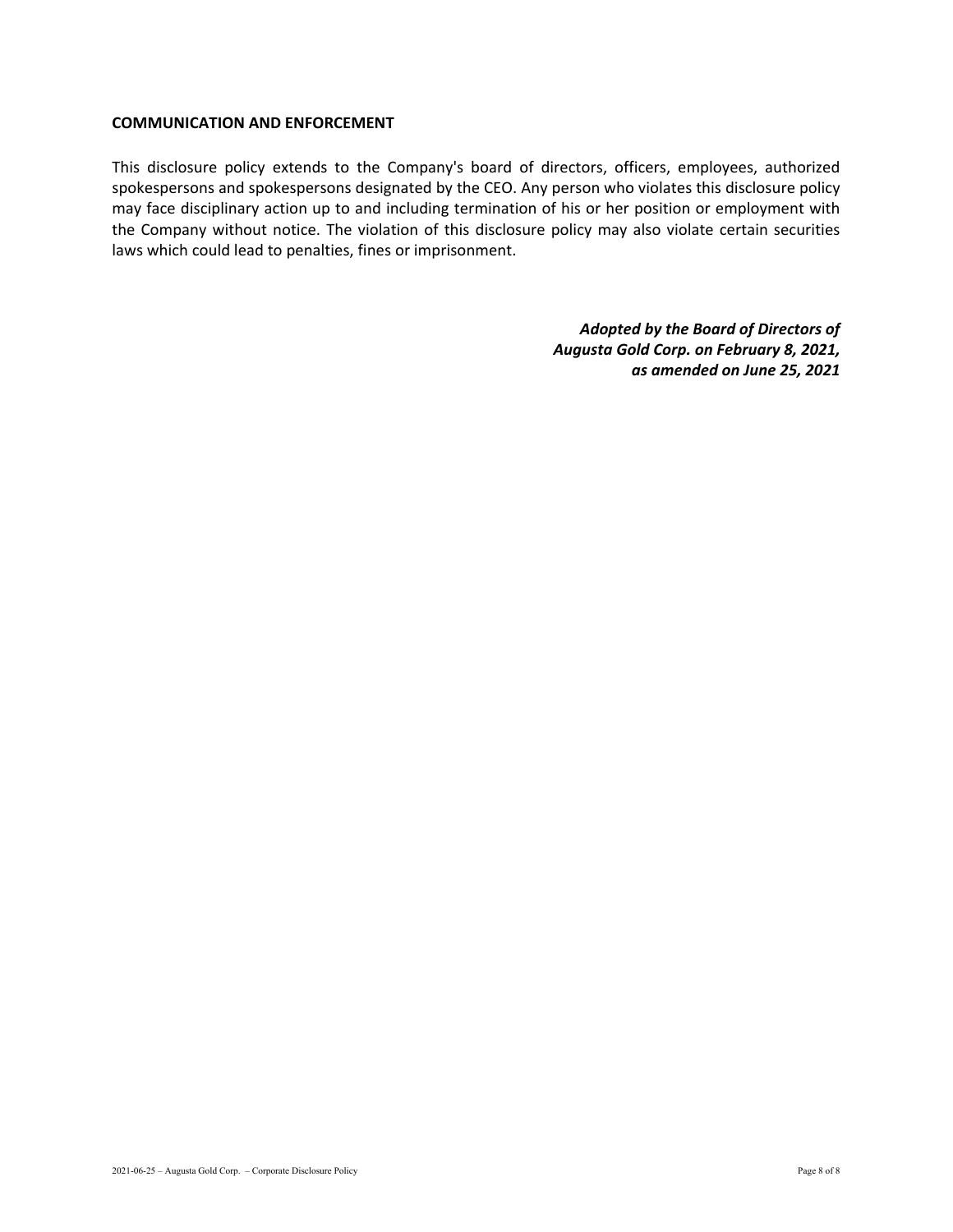## COMMUNICATION AND ENFORCEMENT

This disclosure policy extends to the Company's board of directors, officers, employees, authorized spokespersons and spokespersons designated by the CEO. Any person who violates this disclosure policy may face disciplinary action up to and including termination of his or her position or employment with the Company without notice. The violation of this disclosure policy may also violate certain securities laws which could lead to penalties, fines or imprisonment.

***Adopted by the Board of Directors of Augusta Gold Corp. on February 8, 2021, as amended on June 25, 2021***